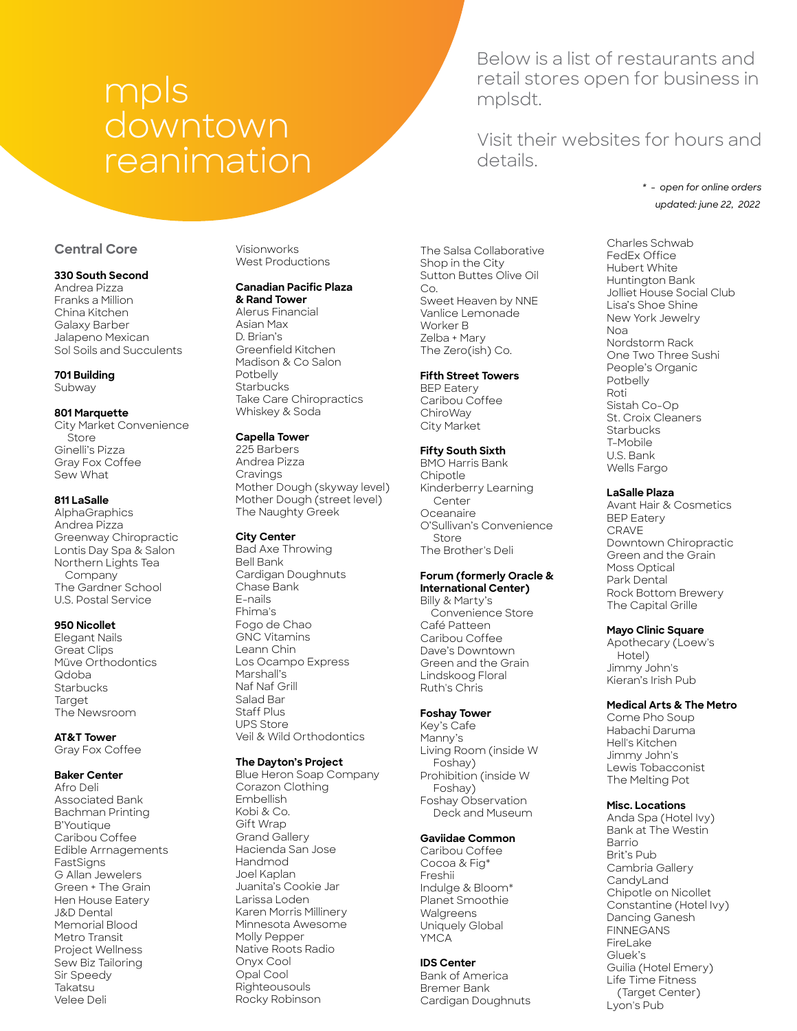# mpls downtown reanimation

Below is a list of restaurants and retail stores open for business in mplsdt.

Visit their websites for hours and details.

*\* - open for online orders*

*updated: june 22, 2022*

## Central Core

**330 South Second**
Andrea Pizza
Franks a Million
China Kitchen
Galaxy Barber
Jalapeno Mexican
Sol Soils and Succulents

**701 Building**
Subway

**801 Marquette**
City Market Convenience Store
Ginelli's Pizza
Gray Fox Coffee
Sew What

**811 LaSalle**
AlphaGraphics
Andrea Pizza
Greenway Chiropractic
Lontis Day Spa & Salon
Northern Lights Tea Company
The Gardner School
U.S. Postal Service

**950 Nicollet**
Elegant Nails
Great Clips
Müve Orthodontics
Qdoba
Starbucks
Target
The Newsroom

**AT&T Tower**
Gray Fox Coffee

**Baker Center**
Afro Deli
Associated Bank
Bachman Printing
B'Youtique
Caribou Coffee
Edible Arrnagements
FastSigns
G Allan Jewelers
Green + The Grain
Hen House Eatery
J&D Dental
Memorial Blood
Metro Transit
Project Wellness
Sew Biz Tailoring
Sir Speedy
Takatsu
Velee Deli
Visionworks
West Productions

**Canadian Pacific Plaza & Rand Tower**
Alerus Financial
Asian Max
D. Brian's
Greenfield Kitchen
Madison & Co Salon
Potbelly
Starbucks
Take Care Chiropractics
Whiskey & Soda

**Capella Tower**
225 Barbers
Andrea Pizza
Cravings
Mother Dough (skyway level)
Mother Dough (street level)
The Naughty Greek

**City Center**
Bad Axe Throwing
Bell Bank
Cardigan Doughnuts
Chase Bank
E-nails
Fhima's
Fogo de Chao
GNC Vitamins
Leann Chin
Los Ocampo Express
Marshall's
Naf Naf Grill
Salad Bar
Staff Plus
UPS Store
Veil & Wild Orthodontics

**The Dayton's Project**
Blue Heron Soap Company
Corazon Clothing
Embellish
Kobi & Co.
Gift Wrap
Grand Gallery
Hacienda San Jose
Handmod
Joel Kaplan
Juanita's Cookie Jar
Larissa Loden
Karen Morris Millinery
Minnesota Awesome
Molly Pepper
Native Roots Radio
Onyx Cool
Opal Cool
Righteousouls
Rocky Robinson
The Salsa Collaborative
Shop in the City
Sutton Buttes Olive Oil Co.
Sweet Heaven by NNE
Vanlice Lemonade
Worker B
Zelba + Mary
The Zero(ish) Co.

**Fifth Street Towers**
BEP Eatery
Caribou Coffee
ChiroWay
City Market

**Fifty South Sixth**
BMO Harris Bank
Chipotle
Kinderberry Learning Center
Oceanaire
O'Sullivan's Convenience Store
The Brother's Deli

**Forum (formerly Oracle & International Center)**
Billy & Marty's Convenience Store
Café Patteen
Caribou Coffee
Dave's Downtown
Green and the Grain
Lindskoog Floral
Ruth's Chris

**Foshay Tower**
Key's Cafe
Manny's
Living Room (inside W Foshay)
Prohibition (inside W Foshay)
Foshay Observation Deck and Museum

**Gaviidae Common**
Caribou Coffee
Cocoa & Fig*
Freshii
Indulge & Bloom*
Planet Smoothie
Walgreens
Uniquely Global
YMCA

**IDS Center**
Bank of America
Bremer Bank
Cardigan Doughnuts
Charles Schwab
FedEx Office
Hubert White
Huntington Bank
Jolliet House Social Club
Lisa's Shoe Shine
New York Jewelry
Noa
Nordstorm Rack
One Two Three Sushi
People's Organic
Potbelly
Roti
Sistah Co-Op
St. Croix Cleaners
Starbucks
T-Mobile
U.S. Bank
Wells Fargo

**LaSalle Plaza**
Avant Hair & Cosmetics
BEP Eatery
CRAVE
Downtown Chiropractic
Green and the Grain
Moss Optical
Park Dental
Rock Bottom Brewery
The Capital Grille

**Mayo Clinic Square**
Apothecary (Loew's Hotel)
Jimmy John's
Kieran's Irish Pub

**Medical Arts & The Metro**
Come Pho Soup
Habachi Daruma
Hell's Kitchen
Jimmy John's
Lewis Tobacconist
The Melting Pot

**Misc. Locations**
Anda Spa (Hotel Ivy)
Bank at The Westin
Barrio
Brit's Pub
Cambria Gallery
CandyLand
Chipotle on Nicollet
Constantine (Hotel Ivy)
Dancing Ganesh
FINNEGANS
FireLake
Gluek's
Guilia (Hotel Emery)
Life Time Fitness (Target Center)
Lyon's Pub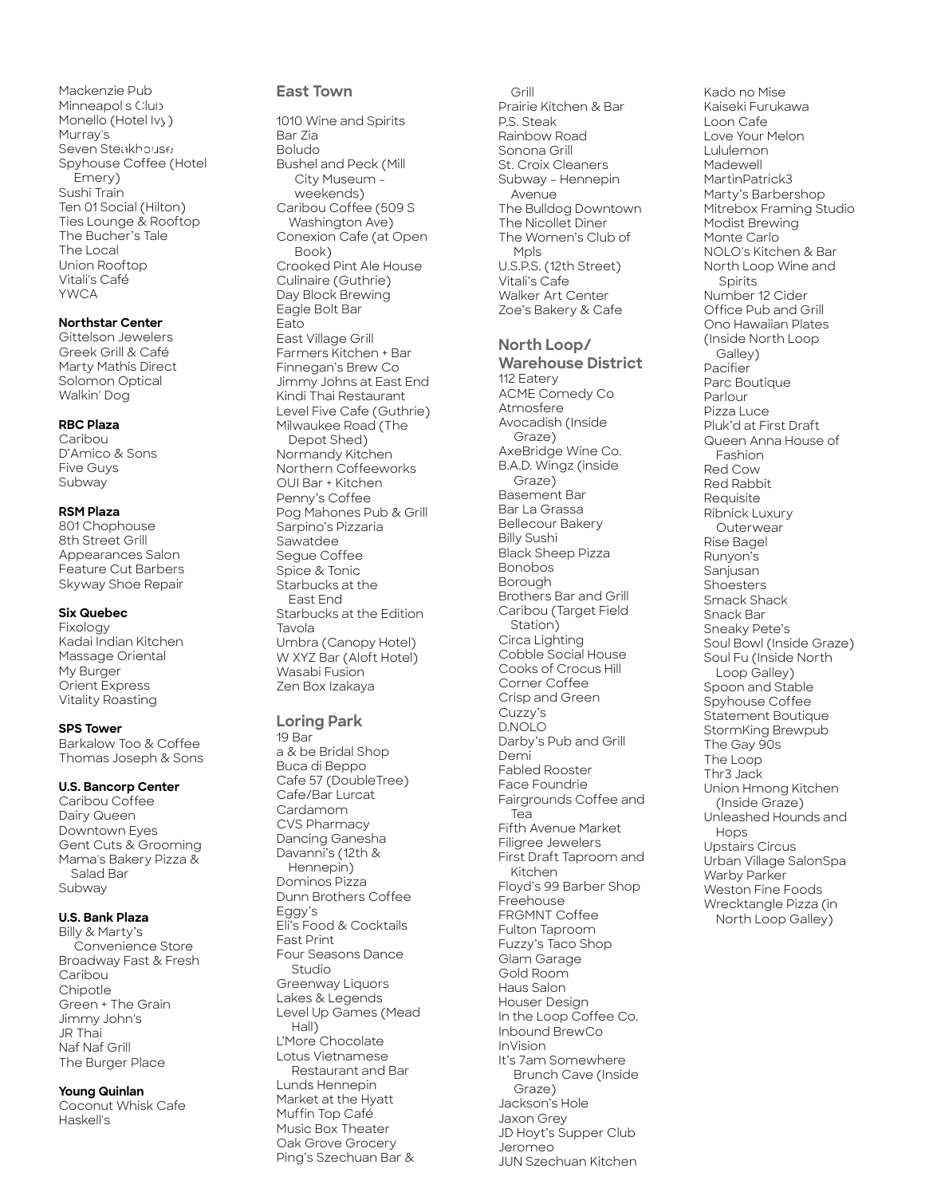Mackenzie Pub
Minneapolis Club
Monello (Hotel Ivy)
Murray's
Seven Steakhouse
Spyhouse Coffee (Hotel Emery)
Sushi Train
Ten 01 Social (Hilton)
Ties Lounge & Rooftop
The Bucher's Tale
The Local
Union Rooftop
Vitali's Café
YWCA

**Northstar Center**

Gittelson Jewelers
Greek Grill & Café
Marty Mathis Direct
Solomon Optical
Walkin' Dog

**RBC Plaza**

Caribou
D'Amico & Sons
Five Guys
Subway

**RSM Plaza**

801 Chophouse
8th Street Grill
Appearances Salon
Feature Cut Barbers
Skyway Shoe Repair

**Six Quebec**

Fixology
Kadai Indian Kitchen
Massage Oriental
My Burger
Orient Express
Vitality Roasting

**SPS Tower**

Barkalow Too & Coffee
Thomas Joseph & Sons

**U.S. Bancorp Center**

Caribou Coffee
Dairy Queen
Downtown Eyes
Gent Cuts & Grooming
Mama's Bakery Pizza & Salad Bar
Subway

**U.S. Bank Plaza**

Billy & Marty's Convenience Store
Broadway Fast & Fresh
Caribou
Chipotle
Green + The Grain
Jimmy John's
JR Thai
Naf Naf Grill
The Burger Place

**Young Quinlan**

Coconut Whisk Cafe
Haskell's

## East Town

1010 Wine and Spirits
Bar Zia
Boludo
Bushel and Peck (Mill City Museum – weekends)
Caribou Coffee (509 S Washington Ave)
Conexion Cafe (at Open Book)
Crooked Pint Ale House
Culinaire (Guthrie)
Day Block Brewing
Eagle Bolt Bar
Eato
East Village Grill
Farmers Kitchen + Bar
Finnegan's Brew Co
Jimmy Johns at East End
Kindi Thai Restaurant
Level Five Cafe (Guthrie)
Milwaukee Road (The Depot Shed)
Normandy Kitchen
Northern Coffeeworks
OUI Bar + Kitchen
Penny's Coffee
Pog Mahones Pub & Grill
Sarpino's Pizzaria
Sawatdee
Segue Coffee
Spice & Tonic
Starbucks at the East End
Starbucks at the Edition
Tavola
Umbra (Canopy Hotel)
W XYZ Bar (Aloft Hotel)
Wasabi Fusion
Zen Box Izakaya

## Loring Park

19 Bar
a & be Bridal Shop
Buca di Beppo
Cafe 57 (DoubleTree)
Cafe/Bar Lurcat
Cardamom
CVS Pharmacy
Dancing Ganesha
Davanni's (12th & Hennepin)
Dominos Pizza
Dunn Brothers Coffee
Eggy's
Eli's Food & Cocktails
Fast Print
Four Seasons Dance Studio
Greenway Liquors
Lakes & Legends
Level Up Games (Mead Hall)
L'More Chocolate
Lotus Vietnamese Restaurant and Bar
Lunds Hennepin
Market at the Hyatt
Muffin Top Café
Music Box Theater
Oak Grove Grocery
Ping's Szechuan Bar & Grill
Prairie Kitchen & Bar
P.S. Steak
Rainbow Road
Sonona Grill
St. Croix Cleaners
Subway – Hennepin Avenue
The Bulldog Downtown
The Nicollet Diner
The Women's Club of Mpls
U.S.P.S. (12th Street)
Vitali's Cafe
Walker Art Center
Zoe's Bakery & Cafe

## North Loop/ Warehouse District

112 Eatery
ACME Comedy Co
Atmosfere
Avocadish (Inside Graze)
AxeBridge Wine Co.
B.A.D. Wingz (inside Graze)
Basement Bar
Bar La Grassa
Bellecour Bakery
Billy Sushi
Black Sheep Pizza
Bonobos
Borough
Brothers Bar and Grill
Caribou (Target Field Station)
Circa Lighting
Cobble Social House
Cooks of Crocus Hill
Corner Coffee
Crisp and Green
Cuzzy's
D.NOLO
Darby's Pub and Grill
Demi
Fabled Rooster
Face Foundrie
Fairgrounds Coffee and Tea
Fifth Avenue Market
Filigree Jewelers
First Draft Taproom and Kitchen
Floyd's 99 Barber Shop
Freehouse
FRGMNT Coffee
Fulton Taproom
Fuzzy's Taco Shop
Glam Garage
Gold Room
Haus Salon
Houser Design
In the Loop Coffee Co.
Inbound BrewCo
InVision
It's 7am Somewhere Brunch Cave (Inside Graze)
Jackson's Hole
Jaxon Grey
JD Hoyt's Supper Club
Jeromeo
JUN Szechuan Kitchen
Kado no Mise
Kaiseki Furukawa
Loon Cafe
Love Your Melon
Lululemon
Madewell
MartinPatrick3
Marty's Barbershop
Mitrebox Framing Studio
Modist Brewing
Monte Carlo
NOLO's Kitchen & Bar
North Loop Wine and Spirits
Number 12 Cider
Office Pub and Grill
Ono Hawaiian Plates (Inside North Loop Galley)
Pacifier
Parc Boutique
Parlour
Pizza Luce
Pluk'd at First Draft
Queen Anna House of Fashion
Red Cow
Red Rabbit
Requisite
Ribnick Luxury Outerwear
Rise Bagel
Runyon's
Sanjusan
Shoesters
Smack Shack
Snack Bar
Sneaky Pete's
Soul Bowl (Inside Graze)
Soul Fu (Inside North Loop Galley)
Spoon and Stable
Spyhouse Coffee
Statement Boutique
StormKing Brewpub
The Gay 90s
The Loop
Thr3 Jack
Union Hmong Kitchen (Inside Graze)
Unleashed Hounds and Hops
Upstairs Circus
Urban Village SalonSpa
Warby Parker
Weston Fine Foods
Wrecktangle Pizza (in North Loop Galley)